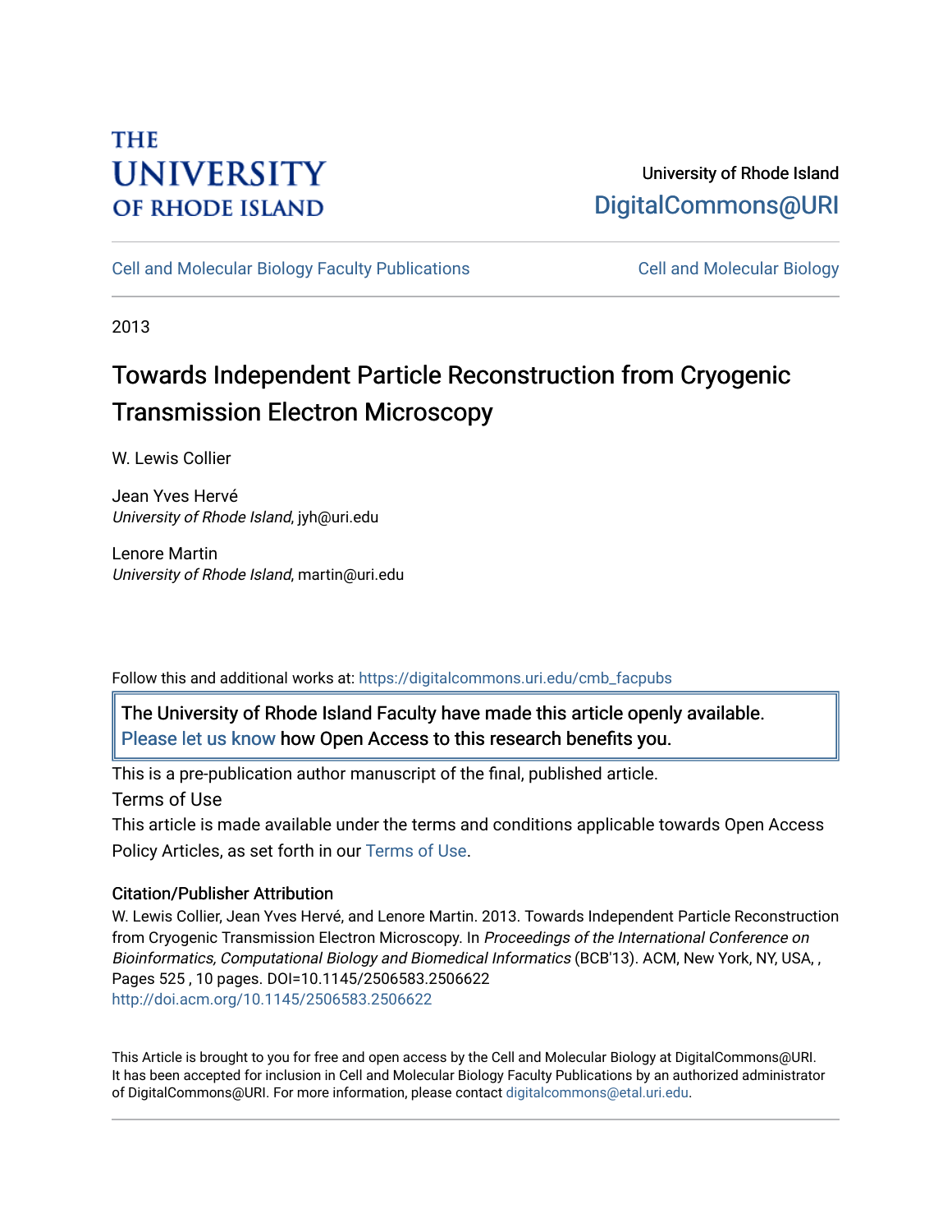THE UNIVERSITY OF RHODE ISLAND

University of Rhode Island
DigitalCommons@URI

Cell and Molecular Biology Faculty Publications | Cell and Molecular Biology

2013

# Towards Independent Particle Reconstruction from Cryogenic Transmission Electron Microscopy

W. Lewis Collier

Jean Yves Hervé
*University of Rhode Island*, jyh@uri.edu

Lenore Martin
*University of Rhode Island*, martin@uri.edu

Follow this and additional works at: https://digitalcommons.uri.edu/cmb_facpubs

The University of Rhode Island Faculty have made this article openly available. Please let us know how Open Access to this research benefits you.

This is a pre-publication author manuscript of the final, published article.

Terms of Use

This article is made available under the terms and conditions applicable towards Open Access Policy Articles, as set forth in our Terms of Use.

### Citation/Publisher Attribution

W. Lewis Collier, Jean Yves Hervé, and Lenore Martin. 2013. Towards Independent Particle Reconstruction from Cryogenic Transmission Electron Microscopy. In *Proceedings of the International Conference on Bioinformatics, Computational Biology and Biomedical Informatics* (BCB'13). ACM, New York, NY, USA, , Pages 525 , 10 pages. DOI=10.1145/2506583.2506622
http://doi.acm.org/10.1145/2506583.2506622

This Article is brought to you for free and open access by the Cell and Molecular Biology at DigitalCommons@URI. It has been accepted for inclusion in Cell and Molecular Biology Faculty Publications by an authorized administrator of DigitalCommons@URI. For more information, please contact digitalcommons@etal.uri.edu.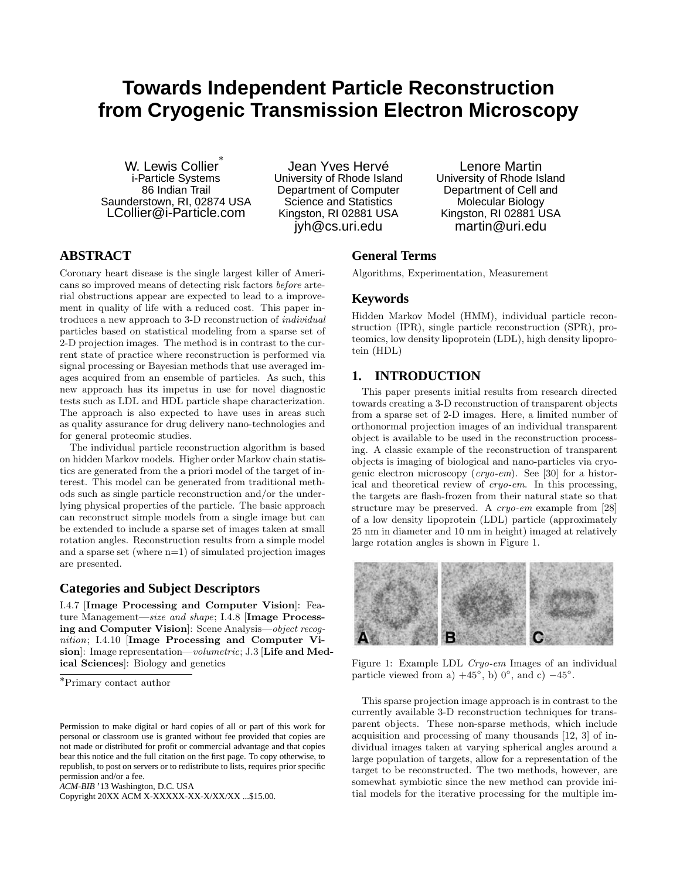# Towards Independent Particle Reconstruction from Cryogenic Transmission Electron Microscopy

W. Lewis Collier[*]
i-Particle Systems
86 Indian Trail
Saunderstown, RI, 02874 USA
LCollier@i-Particle.com

Jean Yves Hervé
University of Rhode Island
Department of Computer Science and Statistics
Kingston, RI 02881 USA
jyh@cs.uri.edu

Lenore Martin
University of Rhode Island
Department of Cell and Molecular Biology
Kingston, RI 02881 USA
martin@uri.edu

## ABSTRACT

Coronary heart disease is the single largest killer of Americans so improved means of detecting risk factors *before* arterial obstructions appear are expected to lead to a improvement in quality of life with a reduced cost. This paper introduces a new approach to 3-D reconstruction of *individual* particles based on statistical modeling from a sparse set of 2-D projection images. The method is in contrast to the current state of practice where reconstruction is performed via signal processing or Bayesian methods that use averaged images acquired from an ensemble of particles. As such, this new approach has its impetus in use for novel diagnostic tests such as LDL and HDL particle shape characterization. The approach is also expected to have uses in areas such as quality assurance for drug delivery nano-technologies and for general proteomic studies.

The individual particle reconstruction algorithm is based on hidden Markov models. Higher order Markov chain statistics are generated from the a priori model of the target of interest. This model can be generated from traditional methods such as single particle reconstruction and/or the underlying physical properties of the particle. The basic approach can reconstruct simple models from a single image but can be extended to include a sparse set of images taken at small rotation angles. Reconstruction results from a simple model and a sparse set (where n=1) of simulated projection images are presented.

## Categories and Subject Descriptors

I.4.7 [**Image Processing and Computer Vision**]: Feature Management—*size and shape*; I.4.8 [**Image Processing and Computer Vision**]: Scene Analysis—*object recognition*; I.4.10 [**Image Processing and Computer Vision**]: Image representation—*volumetric*; J.3 [**Life and Medical Sciences**]: Biology and genetics

[*]Primary contact author

Permission to make digital or hard copies of all or part of this work for personal or classroom use is granted without fee provided that copies are not made or distributed for profit or commercial advantage and that copies bear this notice and the full citation on the first page. To copy otherwise, to republish, to post on servers or to redistribute to lists, requires prior specific permission and/or a fee.
*ACM-BIB* '13 Washington, D.C. USA
Copyright 20XX ACM X-XXXXX-XX-X/XX/XX ...$15.00.

## General Terms

Algorithms, Experimentation, Measurement

## Keywords

Hidden Markov Model (HMM), individual particle reconstruction (IPR), single particle reconstruction (SPR), proteomics, low density lipoprotein (LDL), high density lipoprotein (HDL)

## 1. INTRODUCTION

This paper presents initial results from research directed towards creating a 3-D reconstruction of transparent objects from a sparse set of 2-D images. Here, a limited number of orthonormal projection images of an individual transparent object is available to be used in the reconstruction processing. A classic example of the reconstruction of transparent objects is imaging of biological and nano-particles via cryogenic electron microscopy (*cryo-em*). See [30] for a historical and theoretical review of *cryo-em*. In this processing, the targets are flash-frozen from their natural state so that structure may be preserved. A *cryo-em* example from [28] of a low density lipoprotein (LDL) particle (approximately 25 nm in diameter and 10 nm in height) imaged at relatively large rotation angles is shown in Figure 1.

Figure 1: Example LDL *Cryo-em* Images of an individual particle viewed from a) $+45^{\circ}$, b) $0^{\circ}$, and c) $-45^{\circ}$.

This sparse projection image approach is in contrast to the currently available 3-D reconstruction techniques for transparent objects. These non-sparse methods, which include acquisition and processing of many thousands [12, 3] of individual images taken at varying spherical angles around a large population of targets, allow for a representation of the target to be reconstructed. The two methods, however, are somewhat symbiotic since the new method can provide initial models for the iterative processing for the multiple im-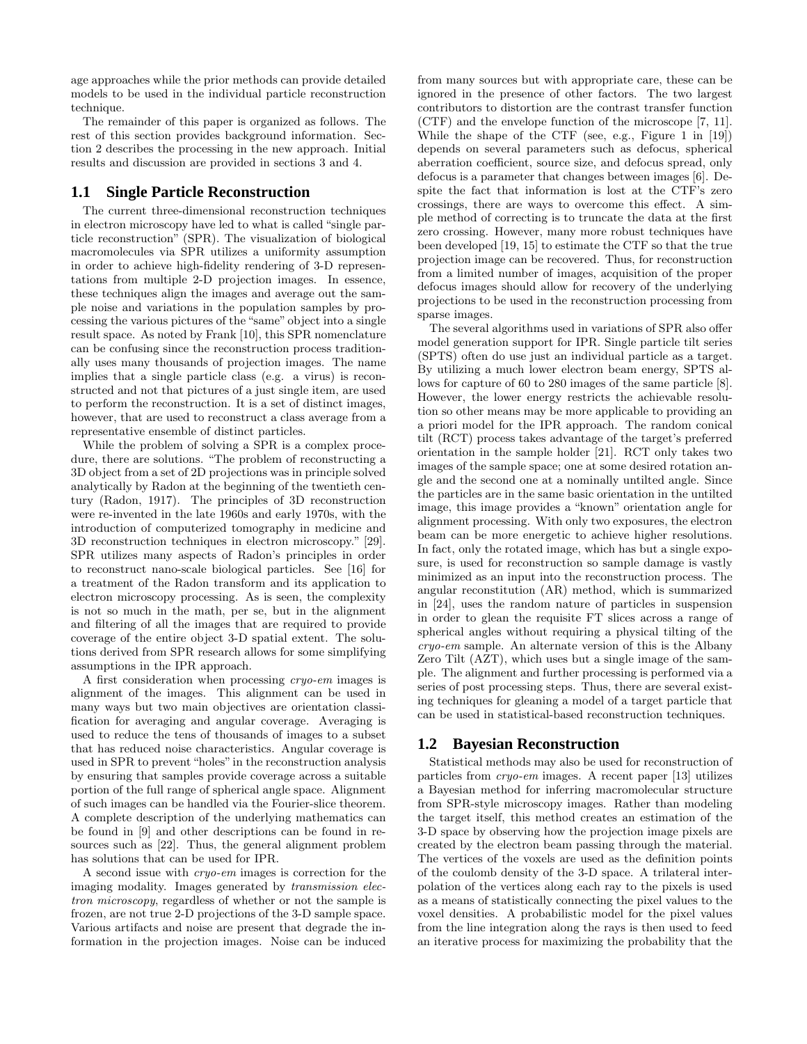age approaches while the prior methods can provide detailed models to be used in the individual particle reconstruction technique.

The remainder of this paper is organized as follows. The rest of this section provides background information. Section 2 describes the processing in the new approach. Initial results and discussion are provided in sections 3 and 4.

## 1.1 Single Particle Reconstruction

The current three-dimensional reconstruction techniques in electron microscopy have led to what is called "single particle reconstruction" (SPR). The visualization of biological macromolecules via SPR utilizes a uniformity assumption in order to achieve high-fidelity rendering of 3-D representations from multiple 2-D projection images. In essence, these techniques align the images and average out the sample noise and variations in the population samples by processing the various pictures of the "same" object into a single result space. As noted by Frank [10], this SPR nomenclature can be confusing since the reconstruction process traditionally uses many thousands of projection images. The name implies that a single particle class (e.g. a virus) is reconstructed and not that pictures of a just single item, are used to perform the reconstruction. It is a set of distinct images, however, that are used to reconstruct a class average from a representative ensemble of distinct particles.

While the problem of solving a SPR is a complex procedure, there are solutions. "The problem of reconstructing a 3D object from a set of 2D projections was in principle solved analytically by Radon at the beginning of the twentieth century (Radon, 1917). The principles of 3D reconstruction were re-invented in the late 1960s and early 1970s, with the introduction of computerized tomography in medicine and 3D reconstruction techniques in electron microscopy." [29]. SPR utilizes many aspects of Radon's principles in order to reconstruct nano-scale biological particles. See [16] for a treatment of the Radon transform and its application to electron microscopy processing. As is seen, the complexity is not so much in the math, per se, but in the alignment and filtering of all the images that are required to provide coverage of the entire object 3-D spatial extent. The solutions derived from SPR research allows for some simplifying assumptions in the IPR approach.

A first consideration when processing *cryo-em* images is alignment of the images. This alignment can be used in many ways but two main objectives are orientation classification for averaging and angular coverage. Averaging is used to reduce the tens of thousands of images to a subset that has reduced noise characteristics. Angular coverage is used in SPR to prevent "holes" in the reconstruction analysis by ensuring that samples provide coverage across a suitable portion of the full range of spherical angle space. Alignment of such images can be handled via the Fourier-slice theorem. A complete description of the underlying mathematics can be found in [9] and other descriptions can be found in resources such as [22]. Thus, the general alignment problem has solutions that can be used for IPR.

A second issue with *cryo-em* images is correction for the imaging modality. Images generated by *transmission electron microscopy*, regardless of whether or not the sample is frozen, are not true 2-D projections of the 3-D sample space. Various artifacts and noise are present that degrade the information in the projection images. Noise can be induced from many sources but with appropriate care, these can be ignored in the presence of other factors. The two largest contributors to distortion are the contrast transfer function (CTF) and the envelope function of the microscope [7, 11]. While the shape of the CTF (see, e.g., Figure 1 in [19]) depends on several parameters such as defocus, spherical aberration coefficient, source size, and defocus spread, only defocus is a parameter that changes between images [6]. Despite the fact that information is lost at the CTF's zero crossings, there are ways to overcome this effect. A simple method of correcting is to truncate the data at the first zero crossing. However, many more robust techniques have been developed [19, 15] to estimate the CTF so that the true projection image can be recovered. Thus, for reconstruction from a limited number of images, acquisition of the proper defocus images should allow for recovery of the underlying projections to be used in the reconstruction processing from sparse images.

The several algorithms used in variations of SPR also offer model generation support for IPR. Single particle tilt series (SPTS) often do use just an individual particle as a target. By utilizing a much lower electron beam energy, SPTS allows for capture of 60 to 280 images of the same particle [8]. However, the lower energy restricts the achievable resolution so other means may be more applicable to providing an a priori model for the IPR approach. The random conical tilt (RCT) process takes advantage of the target's preferred orientation in the sample holder [21]. RCT only takes two images of the sample space; one at some desired rotation angle and the second one at a nominally untilted angle. Since the particles are in the same basic orientation in the untilted image, this image provides a "known" orientation angle for alignment processing. With only two exposures, the electron beam can be more energetic to achieve higher resolutions. In fact, only the rotated image, which has but a single exposure, is used for reconstruction so sample damage is vastly minimized as an input into the reconstruction process. The angular reconstitution (AR) method, which is summarized in [24], uses the random nature of particles in suspension in order to glean the requisite FT slices across a range of spherical angles without requiring a physical tilting of the *cryo-em* sample. An alternate version of this is the Albany Zero Tilt (AZT), which uses but a single image of the sample. The alignment and further processing is performed via a series of post processing steps. Thus, there are several existing techniques for gleaning a model of a target particle that can be used in statistical-based reconstruction techniques.

## 1.2 Bayesian Reconstruction

Statistical methods may also be used for reconstruction of particles from *cryo-em* images. A recent paper [13] utilizes a Bayesian method for inferring macromolecular structure from SPR-style microscopy images. Rather than modeling the target itself, this method creates an estimation of the 3-D space by observing how the projection image pixels are created by the electron beam passing through the material. The vertices of the voxels are used as the definition points of the coulomb density of the 3-D space. A trilateral interpolation of the vertices along each ray to the pixels is used as a means of statistically connecting the pixel values to the voxel densities. A probabilistic model for the pixel values from the line integration along the rays is then used to feed an iterative process for maximizing the probability that the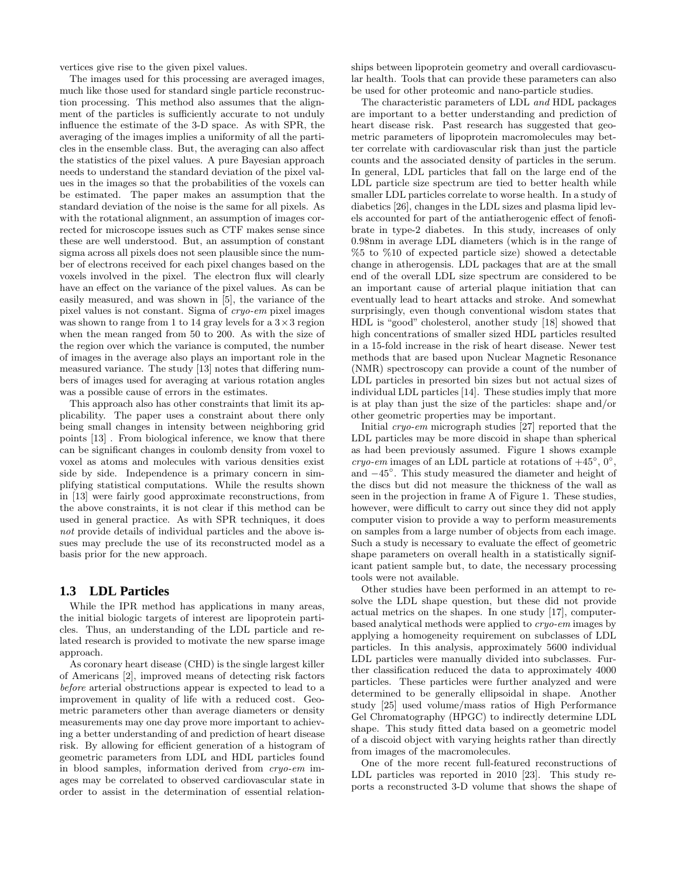vertices give rise to the given pixel values.

The images used for this processing are averaged images, much like those used for standard single particle reconstruction processing. This method also assumes that the alignment of the particles is sufficiently accurate to not unduly influence the estimate of the 3-D space. As with SPR, the averaging of the images implies a uniformity of all the particles in the ensemble class. But, the averaging can also affect the statistics of the pixel values. A pure Bayesian approach needs to understand the standard deviation of the pixel values in the images so that the probabilities of the voxels can be estimated. The paper makes an assumption that the standard deviation of the noise is the same for all pixels. As with the rotational alignment, an assumption of images corrected for microscope issues such as CTF makes sense since these are well understood. But, an assumption of constant sigma across all pixels does not seen plausible since the number of electrons received for each pixel changes based on the voxels involved in the pixel. The electron flux will clearly have an effect on the variance of the pixel values. As can be easily measured, and was shown in [5], the variance of the pixel values is not constant. Sigma of *cryo-em* pixel images was shown to range from 1 to 14 gray levels for a $3 \times 3$ region when the mean ranged from 50 to 200. As with the size of the region over which the variance is computed, the number of images in the average also plays an important role in the measured variance. The study [13] notes that differing numbers of images used for averaging at various rotation angles was a possible cause of errors in the estimates.

This approach also has other constraints that limit its applicability. The paper uses a constraint about there only being small changes in intensity between neighboring grid points [13] . From biological inference, we know that there can be significant changes in coulomb density from voxel to voxel as atoms and molecules with various densities exist side by side. Independence is a primary concern in simplifying statistical computations. While the results shown in [13] were fairly good approximate reconstructions, from the above constraints, it is not clear if this method can be used in general practice. As with SPR techniques, it does *not* provide details of individual particles and the above issues may preclude the use of its reconstructed model as a basis prior for the new approach.

## 1.3 LDL Particles

While the IPR method has applications in many areas, the initial biologic targets of interest are lipoprotein particles. Thus, an understanding of the LDL particle and related research is provided to motivate the new sparse image approach.

As coronary heart disease (CHD) is the single largest killer of Americans [2], improved means of detecting risk factors *before* arterial obstructions appear is expected to lead to a improvement in quality of life with a reduced cost. Geometric parameters other than average diameters or density measurements may one day prove more important to achieving a better understanding of and prediction of heart disease risk. By allowing for efficient generation of a histogram of geometric parameters from LDL and HDL particles found in blood samples, information derived from *cryo-em* images may be correlated to observed cardiovascular state in order to assist in the determination of essential relationships between lipoprotein geometry and overall cardiovascular health. Tools that can provide these parameters can also be used for other proteomic and nano-particle studies.

The characteristic parameters of LDL *and* HDL packages are important to a better understanding and prediction of heart disease risk. Past research has suggested that geometric parameters of lipoprotein macromolecules may better correlate with cardiovascular risk than just the particle counts and the associated density of particles in the serum. In general, LDL particles that fall on the large end of the LDL particle size spectrum are tied to better health while smaller LDL particles correlate to worse health. In a study of diabetics [26], changes in the LDL sizes and plasma lipid levels accounted for part of the antiatherogenic effect of fenofibrate in type-2 diabetes. In this study, increases of only 0.98nm in average LDL diameters (which is in the range of %5 to %10 of expected particle size) showed a detectable change in atherogensis. LDL packages that are at the small end of the overall LDL size spectrum are considered to be an important cause of arterial plaque initiation that can eventually lead to heart attacks and stroke. And somewhat surprisingly, even though conventional wisdom states that HDL is "good" cholesterol, another study [18] showed that high concentrations of smaller sized HDL particles resulted in a 15-fold increase in the risk of heart disease. Newer test methods that are based upon Nuclear Magnetic Resonance (NMR) spectroscopy can provide a count of the number of LDL particles in presorted bin sizes but not actual sizes of individual LDL particles [14]. These studies imply that more is at play than just the size of the particles: shape and/or other geometric properties may be important.

Initial *cryo-em* micrograph studies [27] reported that the LDL particles may be more discoid in shape than spherical as had been previously assumed. Figure 1 shows example *cryo-em* images of an LDL particle at rotations of $+45^\circ$, $0^\circ$, and $-45^\circ$. This study measured the diameter and height of the discs but did not measure the thickness of the wall as seen in the projection in frame A of Figure 1. These studies, however, were difficult to carry out since they did not apply computer vision to provide a way to perform measurements on samples from a large number of objects from each image. Such a study is necessary to evaluate the effect of geometric shape parameters on overall health in a statistically significant patient sample but, to date, the necessary processing tools were not available.

Other studies have been performed in an attempt to resolve the LDL shape question, but these did not provide actual metrics on the shapes. In one study [17], computer-based analytical methods were applied to *cryo-em* images by applying a homogeneity requirement on subclasses of LDL particles. In this analysis, approximately 5600 individual LDL particles were manually divided into subclasses. Further classification reduced the data to approximately 4000 particles. These particles were further analyzed and were determined to be generally ellipsoidal in shape. Another study [25] used volume/mass ratios of High Performance Gel Chromatography (HPGC) to indirectly determine LDL shape. This study fitted data based on a geometric model of a discoid object with varying heights rather than directly from images of the macromolecules.

One of the more recent full-featured reconstructions of LDL particles was reported in 2010 [23]. This study reports a reconstructed 3-D volume that shows the shape of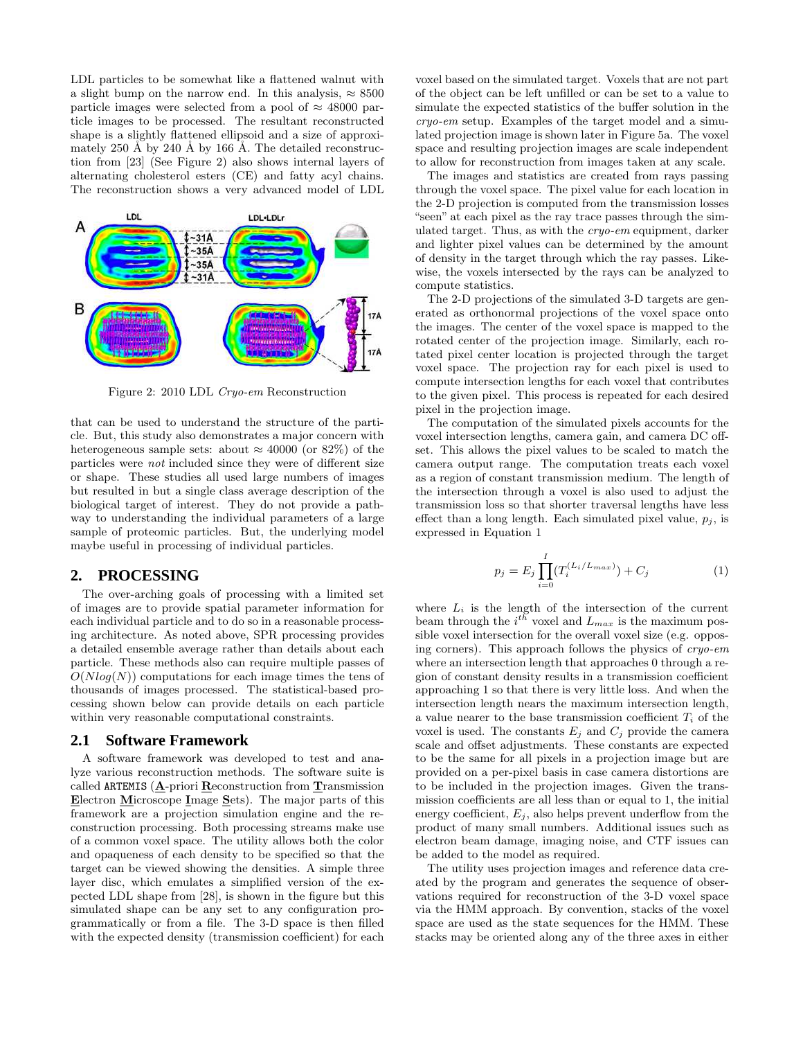LDL particles to be somewhat like a flattened walnut with a slight bump on the narrow end. In this analysis, $\approx 8500$ particle images were selected from a pool of $\approx 48000$ particle images to be processed. The resultant reconstructed shape is a slightly flattened ellipsoid and a size of approximately 250 Å by 240 Å by 166 Å. The detailed reconstruction from [23] (See Figure 2) also shows internal layers of alternating cholesterol esters (CE) and fatty acyl chains. The reconstruction shows a very advanced model of LDL

LDL
LDL•LDLr
A
~31Å
~35Å
~35Å
~31Å
B
17Å
17Å

Figure 2: 2010 LDL *Cryo-em* Reconstruction

that can be used to understand the structure of the particle. But, this study also demonstrates a major concern with heterogeneous sample sets: about $\approx 40000$ (or 82%) of the particles were *not* included since they were of different size or shape. These studies all used large numbers of images but resulted in but a single class average description of the biological target of interest. They do not provide a pathway to understanding the individual parameters of a large sample of proteomic particles. But, the underlying model maybe useful in processing of individual particles.

## 2. PROCESSING

The over-arching goals of processing with a limited set of images are to provide spatial parameter information for each individual particle and to do so in a reasonable processing architecture. As noted above, SPR processing provides a detailed ensemble average rather than details about each particle. These methods also can require multiple passes of $O(Nlog(N))$ computations for each image times the tens of thousands of images processed. The statistical-based processing shown below can provide details on each particle within very reasonable computational constraints.

### 2.1 Software Framework

A software framework was developed to test and analyze various reconstruction methods. The software suite is called ARTEMIS (**A**-priori **R**econstruction from **T**ransmission **E**lectron **M**icroscope **I**mage **S**ets). The major parts of this framework are a projection simulation engine and the reconstruction processing. Both processing streams make use of a common voxel space. The utility allows both the color and opaqueness of each density to be specified so that the target can be viewed showing the densities. A simple three layer disc, which emulates a simplified version of the expected LDL shape from [28], is shown in the figure but this simulated shape can be any set to any configuration programmatically or from a file. The 3-D space is then filled with the expected density (transmission coefficient) for each voxel based on the simulated target. Voxels that are not part of the object can be left unfilled or can be set to a value to simulate the expected statistics of the buffer solution in the *cryo-em* setup. Examples of the target model and a simulated projection image is shown later in Figure 5a. The voxel space and resulting projection images are scale independent to allow for reconstruction from images taken at any scale.

The images and statistics are created from rays passing through the voxel space. The pixel value for each location in the 2-D projection is computed from the transmission losses "seen" at each pixel as the ray trace passes through the simulated target. Thus, as with the *cryo-em* equipment, darker and lighter pixel values can be determined by the amount of density in the target through which the ray passes. Likewise, the voxels intersected by the rays can be analyzed to compute statistics.

The 2-D projections of the simulated 3-D targets are generated as orthonormal projections of the voxel space onto the images. The center of the voxel space is mapped to the rotated center of the projection image. Similarly, each rotated pixel center location is projected through the target voxel space. The projection ray for each pixel is used to compute intersection lengths for each voxel that contributes to the given pixel. This process is repeated for each desired pixel in the projection image.

The computation of the simulated pixels accounts for the voxel intersection lengths, camera gain, and camera DC offset. This allows the pixel values to be scaled to match the camera output range. The computation treats each voxel as a region of constant transmission medium. The length of the intersection through a voxel is also used to adjust the transmission loss so that shorter traversal lengths have less effect than a long length. Each simulated pixel value, $p_j$, is expressed in Equation 1

$$p_j = E_j \prod_{i=0}^{I} (T_i^{(L_i/L_{max})}) + C_j \tag{1}$$

where $L_i$ is the length of the intersection of the current beam through the $i^{th}$ voxel and $L_{max}$ is the maximum possible voxel intersection for the overall voxel size (e.g. opposing corners). This approach follows the physics of *cryo-em* where an intersection length that approaches 0 through a region of constant density results in a transmission coefficient approaching 1 so that there is very little loss. And when the intersection length nears the maximum intersection length, a value nearer to the base transmission coefficient $T_i$ of the voxel is used. The constants $E_j$ and $C_j$ provide the camera scale and offset adjustments. These constants are expected to be the same for all pixels in a projection image but are provided on a per-pixel basis in case camera distortions are to be included in the projection images. Given the transmission coefficients are all less than or equal to 1, the initial energy coefficient, $E_j$, also helps prevent underflow from the product of many small numbers. Additional issues such as electron beam damage, imaging noise, and CTF issues can be added to the model as required.

The utility uses projection images and reference data created by the program and generates the sequence of observations required for reconstruction of the 3-D voxel space via the HMM approach. By convention, stacks of the voxel space are used as the state sequences for the HMM. These stacks may be oriented along any of the three axes in either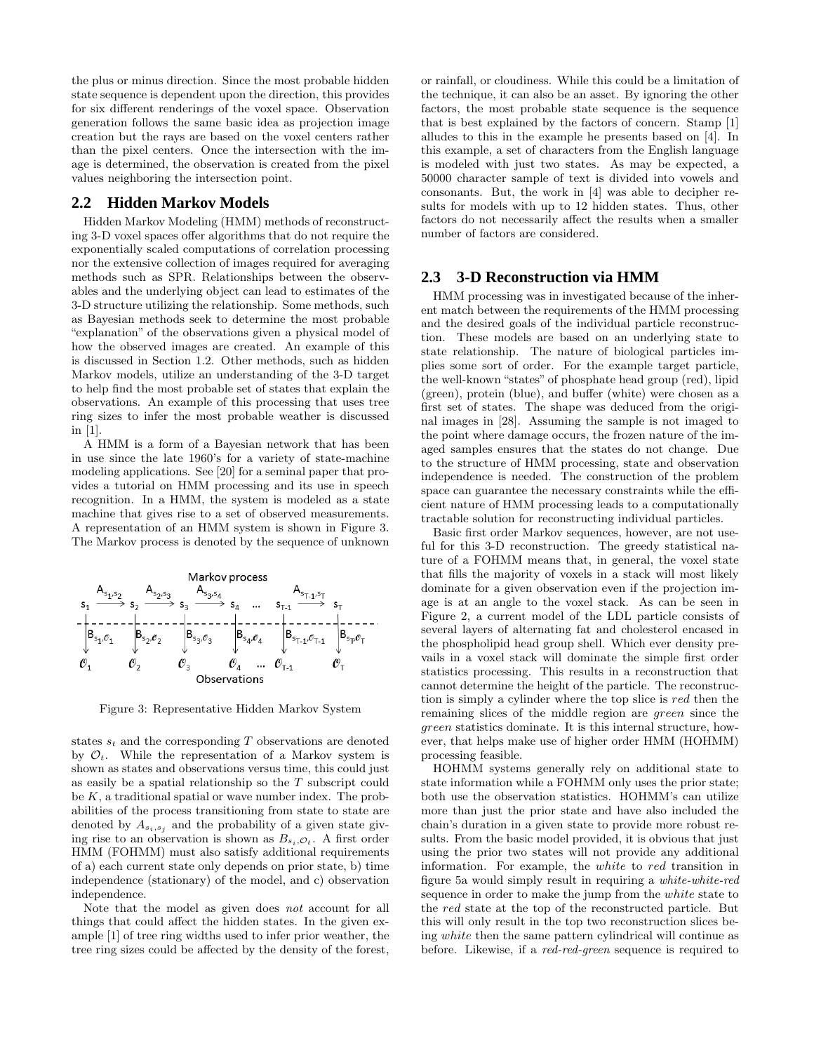the plus or minus direction. Since the most probable hidden state sequence is dependent upon the direction, this provides for six different renderings of the voxel space. Observation generation follows the same basic idea as projection image creation but the rays are based on the voxel centers rather than the pixel centers. Once the intersection with the image is determined, the observation is created from the pixel values neighboring the intersection point.

## 2.2 Hidden Markov Models

Hidden Markov Modeling (HMM) methods of reconstructing 3-D voxel spaces offer algorithms that do not require the exponentially scaled computations of correlation processing nor the extensive collection of images required for averaging methods such as SPR. Relationships between the observables and the underlying object can lead to estimates of the 3-D structure utilizing the relationship. Some methods, such as Bayesian methods seek to determine the most probable "explanation" of the observations given a physical model of how the observed images are created. An example of this is discussed in Section 1.2. Other methods, such as hidden Markov models, utilize an understanding of the 3-D target to help find the most probable set of states that explain the observations. An example of this processing that uses tree ring sizes to infer the most probable weather is discussed in [1].

A HMM is a form of a Bayesian network that has been in use since the late 1960's for a variety of state-machine modeling applications. See [20] for a seminal paper that provides a tutorial on HMM processing and its use in speech recognition. In a HMM, the system is modeled as a state machine that gives rise to a set of observed measurements. A representation of an HMM system is shown in Figure 3. The Markov process is denoted by the sequence of unknown

Markov process

$s_1 \xrightarrow{A_{s_1,s_2}} s_2 \xrightarrow{A_{s_2,s_3}} s_3 \xrightarrow{A_{s_3,s_4}} s_4 \ \dots \ s_{T-1} \xrightarrow{A_{s_{T-1},s_T}} s_T$

$B_{s_1,\mathcal{O}_1}$ $B_{s_2,\mathcal{O}_2}$ $B_{s_3,\mathcal{O}_3}$ $B_{s_4,\mathcal{O}_4}$ $B_{s_{T-1},\mathcal{O}_{T-1}}$ $B_{s_T,\mathcal{O}_T}$

$\mathcal{O}_1$ $\mathcal{O}_2$ $\mathcal{O}_3$ $\mathcal{O}_4$ ... $\mathcal{O}_{T-1}$ $\mathcal{O}_T$

Observations

Figure 3: Representative Hidden Markov System

states $s_t$ and the corresponding $T$ observations are denoted by $\mathcal{O}_t$. While the representation of a Markov system is shown as states and observations versus time, this could just as easily be a spatial relationship so the $T$ subscript could be $K$, a traditional spatial or wave number index. The probabilities of the process transitioning from state to state are denoted by $A_{s_i,s_j}$ and the probability of a given state giving rise to an observation is shown as $B_{s_i,\mathcal{O}_t}$. A first order HMM (FOHMM) must also satisfy additional requirements of a) each current state only depends on prior state, b) time independence (stationary) of the model, and c) observation independence.

Note that the model as given does *not* account for all things that could affect the hidden states. In the given example [1] of tree ring widths used to infer prior weather, the tree ring sizes could be affected by the density of the forest, or rainfall, or cloudiness. While this could be a limitation of the technique, it can also be an asset. By ignoring the other factors, the most probable state sequence is the sequence that is best explained by the factors of concern. Stamp [1] alludes to this in the example he presents based on [4]. In this example, a set of characters from the English language is modeled with just two states. As may be expected, a 50000 character sample of text is divided into vowels and consonants. But, the work in [4] was able to decipher results for models with up to 12 hidden states. Thus, other factors do not necessarily affect the results when a smaller number of factors are considered.

## 2.3 3-D Reconstruction via HMM

HMM processing was in investigated because of the inherent match between the requirements of the HMM processing and the desired goals of the individual particle reconstruction. These models are based on an underlying state to state relationship. The nature of biological particles implies some sort of order. For the example target particle, the well-known "states" of phosphate head group (red), lipid (green), protein (blue), and buffer (white) were chosen as a first set of states. The shape was deduced from the original images in [28]. Assuming the sample is not imaged to the point where damage occurs, the frozen nature of the imaged samples ensures that the states do not change. Due to the structure of HMM processing, state and observation independence is needed. The construction of the problem space can guarantee the necessary constraints while the efficient nature of HMM processing leads to a computationally tractable solution for reconstructing individual particles.

Basic first order Markov sequences, however, are not useful for this 3-D reconstruction. The greedy statistical nature of a FOHMM means that, in general, the voxel state that fills the majority of voxels in a stack will most likely dominate for a given observation even if the projection image is at an angle to the voxel stack. As can be seen in Figure 2, a current model of the LDL particle consists of several layers of alternating fat and cholesterol encased in the phospholipid head group shell. Which ever density prevails in a voxel stack will dominate the simple first order statistics processing. This results in a reconstruction that cannot determine the height of the particle. The reconstruction is simply a cylinder where the top slice is *red* then the remaining slices of the middle region are *green* since the *green* statistics dominate. It is this internal structure, however, that helps make use of higher order HMM (HOHMM) processing feasible.

HOHMM systems generally rely on additional state to state information while a FOHMM only uses the prior state; both use the observation statistics. HOHMM's can utilize more than just the prior state and have also included the chain's duration in a given state to provide more robust results. From the basic model provided, it is obvious that just using the prior two states will not provide any additional information. For example, the *white* to *red* transition in figure 5a would simply result in requiring a *white-white-red* sequence in order to make the jump from the *white* state to the *red* state at the top of the reconstructed particle. But this will only result in the top two reconstruction slices being *white* then the same pattern cylindrical will continue as before. Likewise, if a *red-red-green* sequence is required to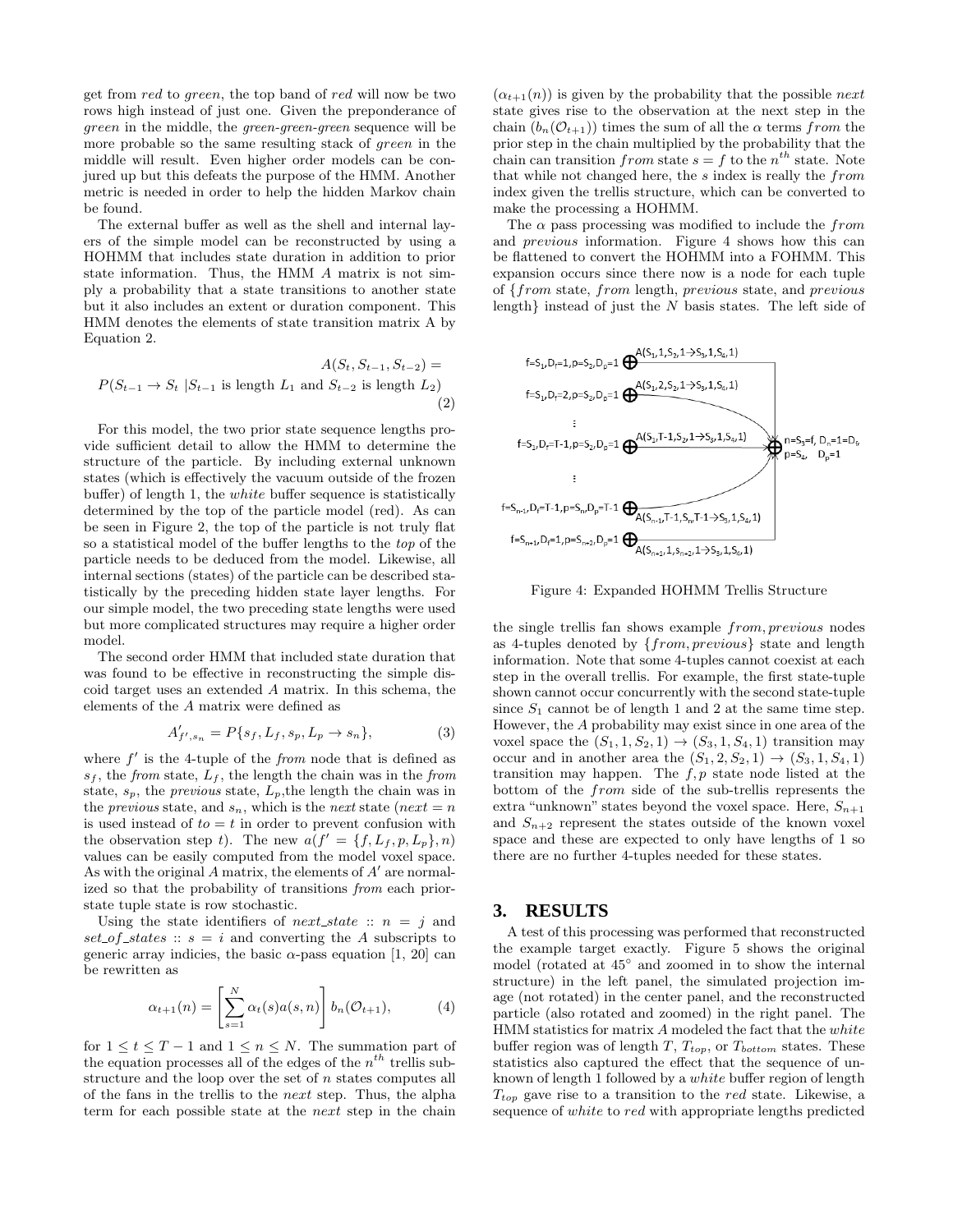get from *red* to *green*, the top band of *red* will now be two rows high instead of just one. Given the preponderance of *green* in the middle, the *green-green-green* sequence will be more probable so the same resulting stack of *green* in the middle will result. Even higher order models can be conjured up but this defeats the purpose of the HMM. Another metric is needed in order to help the hidden Markov chain be found.

The external buffer as well as the shell and internal layers of the simple model can be reconstructed by using a HOHMM that includes state duration in addition to prior state information. Thus, the HMM $A$ matrix is not simply a probability that a state transitions to another state but it also includes an extent or duration component. This HMM denotes the elements of state transition matrix A by Equation 2.

$$A(S_t, S_{t-1}, S_{t-2}) = \\ P(S_{t-1} \rightarrow S_t \mid S_{t-1} \text{ is length } L_1 \text{ and } S_{t-2} \text{ is length } L_2) \quad (2)$$

For this model, the two prior state sequence lengths provide sufficient detail to allow the HMM to determine the structure of the particle. By including external unknown states (which is effectively the vacuum outside of the frozen buffer) of length 1, the *white* buffer sequence is statistically determined by the top of the particle model (red). As can be seen in Figure 2, the top of the particle is not truly flat so a statistical model of the buffer lengths to the *top* of the particle needs to be deduced from the model. Likewise, all internal sections (states) of the particle can be described statistically by the preceding hidden state layer lengths. For our simple model, the two preceding state lengths were used but more complicated structures may require a higher order model.

The second order HMM that included state duration that was found to be effective in reconstructing the simple discoid target uses an extended $A$ matrix. In this schema, the elements of the $A$ matrix were defined as

$$A'_{f',s_n} = P\{s_f, L_f, s_p, L_p \rightarrow s_n\}, \quad (3)$$

where $f'$ is the 4-tuple of the *from* node that is defined as $s_f$, the *from* state, $L_f$, the length the chain was in the *from* state, $s_p$, the *previous* state, $L_p$, the length the chain was in the *previous* state, and $s_n$, which is the *next* state ($next = n$ is used instead of $to = t$ in order to prevent confusion with the observation step $t$). The new $a(f' = \{f, L_f, p, L_p\}, n)$ values can be easily computed from the model voxel space. As with the original $A$ matrix, the elements of $A'$ are normalized so that the probability of transitions *from* each prior-state tuple state is row stochastic.

Using the state identifiers of $next\_state :: n = j$ and $set\_of\_states :: s = i$ and converting the $A$ subscripts to generic array indicies, the basic $\alpha$-pass equation [1, 20] can be rewritten as

$$\alpha_{t+1}(n) = \left[\sum_{s=1}^{N} \alpha_t(s) a(s, n)\right] b_n(\mathcal{O}_{t+1}), \quad (4)$$

for $1 \le t \le T-1$ and $1 \le n \le N$. The summation part of the equation processes all of the edges of the $n^{th}$ trellis substructure and the loop over the set of $n$ states computes all of the fans in the trellis to the *next* step. Thus, the alpha term for each possible state at the *next* step in the chain ($\alpha_{t+1}(n)$) is given by the probability that the possible *next* state gives rise to the observation at the next step in the chain ($b_n(\mathcal{O}_{t+1})$) times the sum of all the $\alpha$ terms *from* the prior step in the chain multiplied by the probability that the chain can transition *from* state $s = f$ to the $n^{th}$ state. Note that while not changed here, the $s$ index is really the *from* index given the trellis structure, which can be converted to make the processing a HOHMM.

The $\alpha$ pass processing was modified to include the *from* and *previous* information. Figure 4 shows how this can be flattened to convert the HOHMM into a FOHMM. This expansion occurs since there now is a node for each tuple of $\{from$ state, $from$ length, $previous$ state, and $previous$ length$\}$ instead of just the $N$ basis states. The left side of

f=S1,Df=1,p=S2,Dp=1 A(S1,1,S2,1→S3,1,S4,1)
f=S1,Df=2,p=S2,Dp=1 A(S1,2,S2,1→S3,1,S4,1)
f=S1,Df=T-1,p=S2,Dp=1 A(S1,T-1,S2,1→S3,1,S4,1)
n=S3=f, Dn=1=Df, p=S4, Dp=1
f=Sn-1,Df=T-1,p=Sn,Dp=T-1 A(Sn-1,T-1,Sn,T-1→S3,1,S4,1)
f=Sn+1,Df=1,p=Sn+2,Dp=1 A(Sn+1,1,Sn+2,1→S3,1,S4,1)

Figure 4: Expanded HOHMM Trellis Structure

the single trellis fan shows example $from, previous$ nodes as 4-tuples denoted by $\{from, previous\}$ state and length information. Note that some 4-tuples cannot coexist at each step in the overall trellis. For example, the first state-tuple shown cannot occur concurrently with the second state-tuple since $S_1$ cannot be of length 1 and 2 at the same time step. However, the $A$ probability may exist since in one area of the voxel space the $(S_1, 1, S_2, 1) \rightarrow (S_3, 1, S_4, 1)$ transition may occur and in another area the $(S_1, 2, S_2, 1) \rightarrow (S_3, 1, S_4, 1)$ transition may happen. The $f, p$ state node listed at the bottom of the *from* side of the sub-trellis represents the extra "unknown" states beyond the voxel space. Here, $S_{n+1}$ and $S_{n+2}$ represent the states outside of the known voxel space and these are expected to only have lengths of 1 so there are no further 4-tuples needed for these states.

## 3. RESULTS

A test of this processing was performed that reconstructed the example target exactly. Figure 5 shows the original model (rotated at 45° and zoomed in to show the internal structure) in the left panel, the simulated projection image (not rotated) in the center panel, and the reconstructed particle (also rotated and zoomed) in the right panel. The HMM statistics for matrix $A$ modeled the fact that the *white* buffer region was of length $T$, $T_{top}$, or $T_{bottom}$ states. These statistics also captured the effect that the sequence of unknown of length 1 followed by a *white* buffer region of length $T_{top}$ gave rise to a transition to the *red* state. Likewise, a sequence of *white* to *red* with appropriate lengths predicted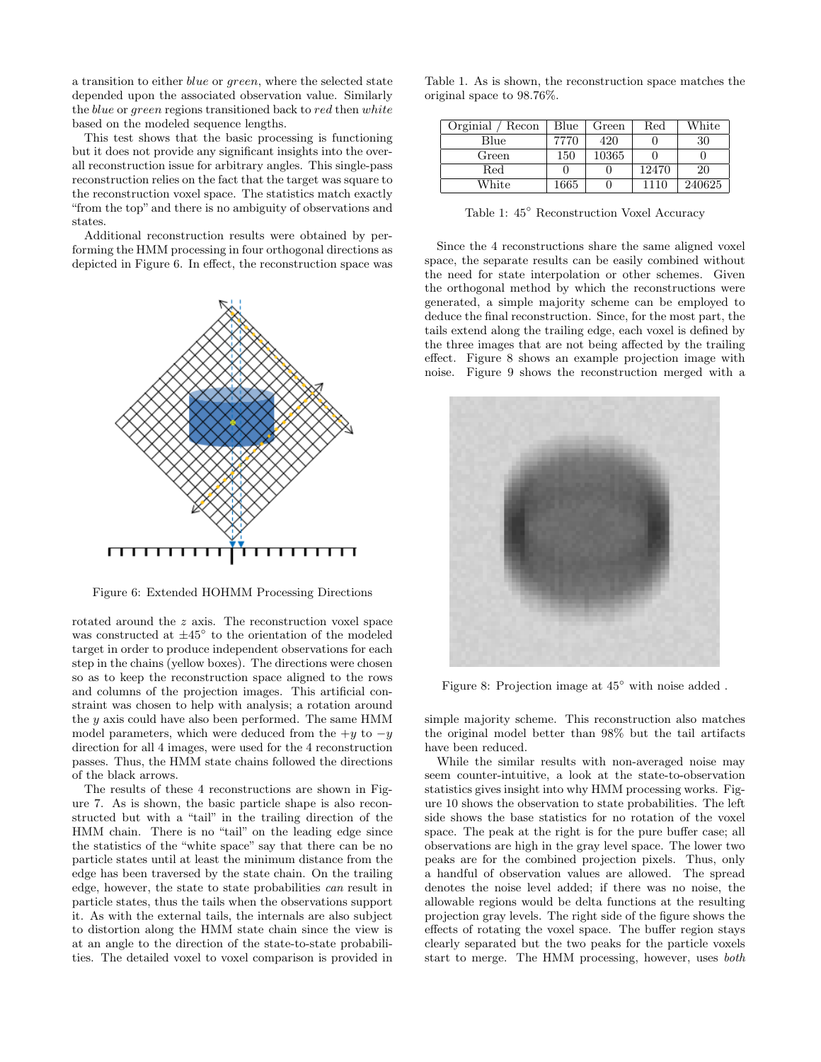a transition to either *blue* or *green*, where the selected state depended upon the associated observation value. Similarly the *blue* or *green* regions transitioned back to *red* then *white* based on the modeled sequence lengths.

This test shows that the basic processing is functioning but it does not provide any significant insights into the overall reconstruction issue for arbitrary angles. This single-pass reconstruction relies on the fact that the target was square to the reconstruction voxel space. The statistics match exactly "from the top" and there is no ambiguity of observations and states.

Additional reconstruction results were obtained by performing the HMM processing in four orthogonal directions as depicted in Figure 6. In effect, the reconstruction space was

Figure 6: Extended HOHMM Processing Directions

rotated around the $z$ axis. The reconstruction voxel space was constructed at $\pm 45^\circ$ to the orientation of the modeled target in order to produce independent observations for each step in the chains (yellow boxes). The directions were chosen so as to keep the reconstruction space aligned to the rows and columns of the projection images. This artificial constraint was chosen to help with analysis; a rotation around the $y$ axis could have also been performed. The same HMM model parameters, which were deduced from the $+y$ to $-y$ direction for all 4 images, were used for the 4 reconstruction passes. Thus, the HMM state chains followed the directions of the black arrows.

The results of these 4 reconstructions are shown in Figure 7. As is shown, the basic particle shape is also reconstructed but with a "tail" in the trailing direction of the HMM chain. There is no "tail" on the leading edge since the statistics of the "white space" say that there can be no particle states until at least the minimum distance from the edge has been traversed by the state chain. On the trailing edge, however, the state to state probabilities *can* result in particle states, thus the tails when the observations support it. As with the external tails, the internals are also subject to distortion along the HMM state chain since the view is at an angle to the direction of the state-to-state probabilities. The detailed voxel to voxel comparison is provided in Table 1. As is shown, the reconstruction space matches the original space to 98.76%.

| Orginial / Recon | Blue | Green | Red | White |
|---|---|---|---|---|
| Blue | 7770 | 420 | 0 | 30 |
| Green | 150 | 10365 | 0 | 0 |
| Red | 0 | 0 | 12470 | 20 |
| White | 1665 | 0 | 1110 | 240625 |

Table 1: $45^\circ$ Reconstruction Voxel Accuracy

Since the 4 reconstructions share the same aligned voxel space, the separate results can be easily combined without the need for state interpolation or other schemes. Given the orthogonal method by which the reconstructions were generated, a simple majority scheme can be employed to deduce the final reconstruction. Since, for the most part, the tails extend along the trailing edge, each voxel is defined by the three images that are not being affected by the trailing effect. Figure 8 shows an example projection image with noise. Figure 9 shows the reconstruction merged with a simple majority scheme. This reconstruction also matches the original model better than 98% but the tail artifacts have been reduced.

Figure 8: Projection image at $45^\circ$ with noise added .

While the similar results with non-averaged noise may seem counter-intuitive, a look at the state-to-observation statistics gives insight into why HMM processing works. Figure 10 shows the observation to state probabilities. The left side shows the base statistics for no rotation of the voxel space. The peak at the right is for the pure buffer case; all observations are high in the gray level space. The lower two peaks are for the combined projection pixels. Thus, only a handful of observation values are allowed. The spread denotes the noise level added; if there was no noise, the allowable regions would be delta functions at the resulting projection gray levels. The right side of the figure shows the effects of rotating the voxel space. The buffer region stays clearly separated but the two peaks for the particle voxels start to merge. The HMM processing, however, uses *both*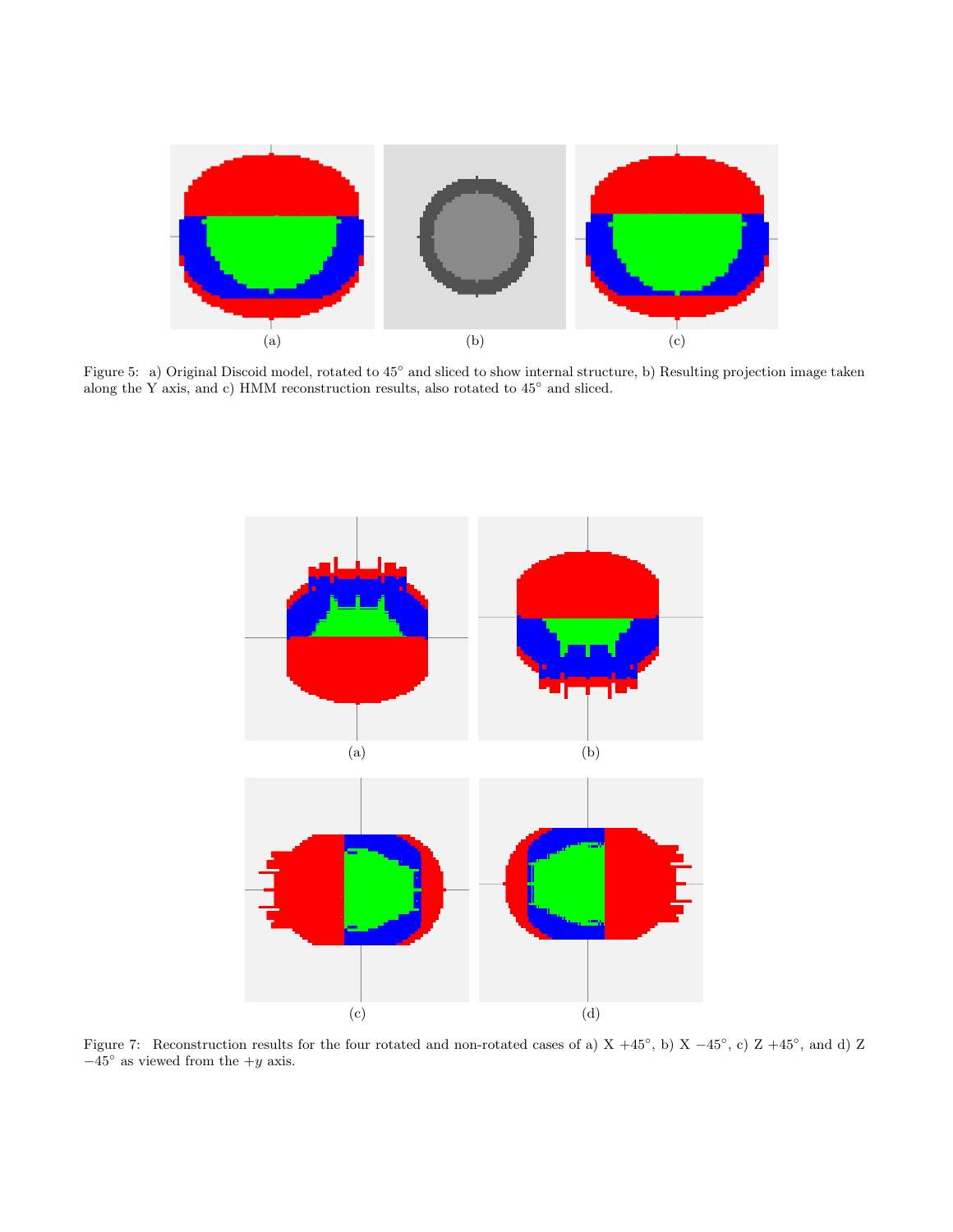(a) (b) (c)

Figure 5: a) Original Discoid model, rotated to 45° and sliced to show internal structure, b) Resulting projection image taken along the Y axis, and c) HMM reconstruction results, also rotated to 45° and sliced.

(a) (b)

(c) (d)

Figure 7: Reconstruction results for the four rotated and non-rotated cases of a) X +45°, b) X −45°, c) Z +45°, and d) Z −45° as viewed from the $+y$ axis.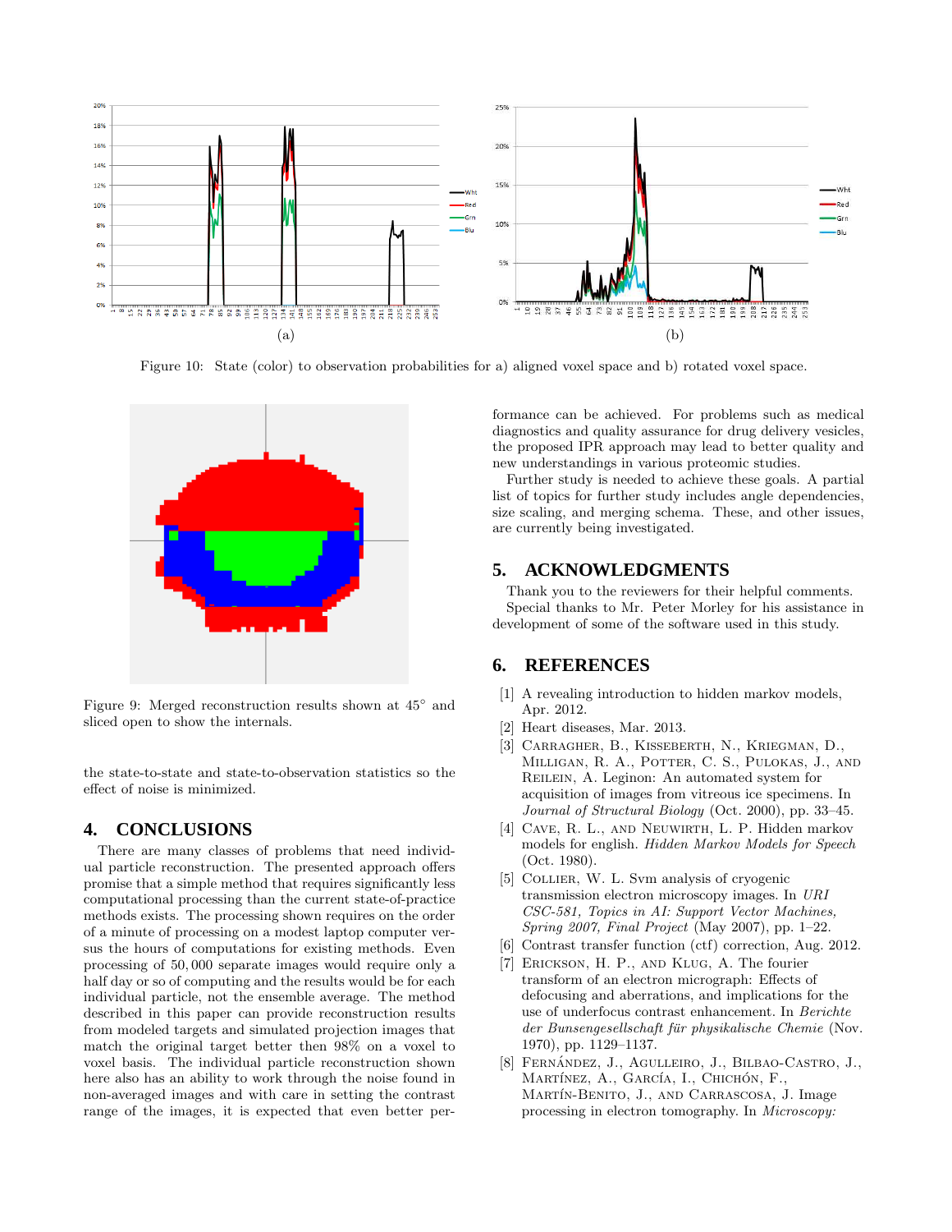20%
18%
16%
14%
12%
10%
8%
6%
4%
2%
0%

Wht
Red
Grn
Blu

(a)

25%
20%
15%
10%
5%
0%

Wht
Red
Grn
Blu

(b)

Figure 10: State (color) to observation probabilities for a) aligned voxel space and b) rotated voxel space.

Figure 9: Merged reconstruction results shown at 45° and sliced open to show the internals.

the state-to-state and state-to-observation statistics so the effect of noise is minimized.

## 4. CONCLUSIONS

There are many classes of problems that need individual particle reconstruction. The presented approach offers promise that a simple method that requires significantly less computational processing than the current state-of-practice methods exists. The processing shown requires on the order of a minute of processing on a modest laptop computer versus the hours of computations for existing methods. Even processing of 50,000 separate images would require only a half day or so of computing and the results would be for each individual particle, not the ensemble average. The method described in this paper can provide reconstruction results from modeled targets and simulated projection images that match the original target better then 98% on a voxel to voxel basis. The individual particle reconstruction shown here also has an ability to work through the noise found in non-averaged images and with care in setting the contrast range of the images, it is expected that even better performance can be achieved. For problems such as medical diagnostics and quality assurance for drug delivery vesicles, the proposed IPR approach may lead to better quality and new understandings in various proteomic studies.

Further study is needed to achieve these goals. A partial list of topics for further study includes angle dependencies, size scaling, and merging schema. These, and other issues, are currently being investigated.

## 5. ACKNOWLEDGMENTS

Thank you to the reviewers for their helpful comments.

Special thanks to Mr. Peter Morley for his assistance in development of some of the software used in this study.

## 6. REFERENCES

[1] A revealing introduction to hidden markov models, Apr. 2012.

[2] Heart diseases, Mar. 2013.

[3] Carragher, B., Kisseberth, N., Kriegman, D., Milligan, R. A., Potter, C. S., Pulokas, J., and Reilein, A. Leginon: An automated system for acquisition of images from vitreous ice specimens. In *Journal of Structural Biology* (Oct. 2000), pp. 33–45.

[4] Cave, R. L., and Neuwirth, L. P. Hidden markov models for english. *Hidden Markov Models for Speech* (Oct. 1980).

[5] Collier, W. L. Svm analysis of cryogenic transmission electron microscopy images. In *URI CSC-581, Topics in AI: Support Vector Machines, Spring 2007, Final Project* (May 2007), pp. 1–22.

[6] Contrast transfer function (ctf) correction, Aug. 2012.

[7] Erickson, H. P., and Klug, A. The fourier transform of an electron micrograph: Effects of defocusing and aberrations, and implications for the use of underfocus contrast enhancement. In *Berichte der Bunsengesellschaft für physikalische Chemie* (Nov. 1970), pp. 1129–1137.

[8] Fernández, J., Agulleiro, J., Bilbao-Castro, J., Martínez, A., García, I., Chichón, F., Martín-Benito, J., and Carrascosa, J. Image processing in electron tomography. In *Microscopy:*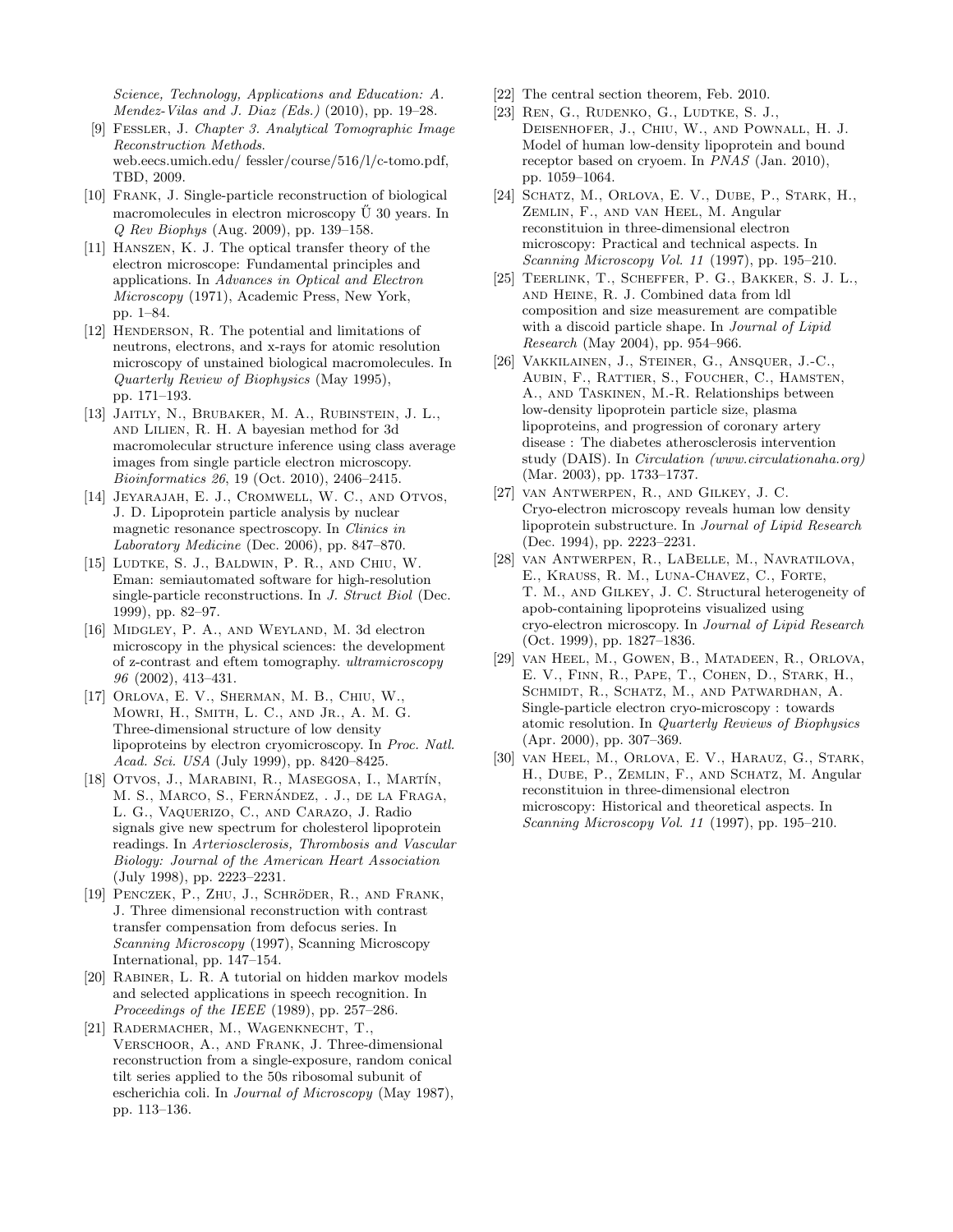*Science, Technology, Applications and Education: A. Mendez-Vilas and J. Diaz (Eds.)* (2010), pp. 19–28.

[9] Fessler, J. *Chapter 3. Analytical Tomographic Image Reconstruction Methods*. web.eecs.umich.edu/ fessler/course/516/l/c-tomo.pdf, TBD, 2009.

[10] Frank, J. Single-particle reconstruction of biological macromolecules in electron microscopy Ű 30 years. In *Q Rev Biophys* (Aug. 2009), pp. 139–158.

[11] Hanszen, K. J. The optical transfer theory of the electron microscope: Fundamental principles and applications. In *Advances in Optical and Electron Microscopy* (1971), Academic Press, New York, pp. 1–84.

[12] Henderson, R. The potential and limitations of neutrons, electrons, and x-rays for atomic resolution microscopy of unstained biological macromolecules. In *Quarterly Review of Biophysics* (May 1995), pp. 171–193.

[13] Jaitly, N., Brubaker, M. A., Rubinstein, J. L., and Lilien, R. H. A bayesian method for 3d macromolecular structure inference using class average images from single particle electron microscopy. *Bioinformatics 26*, 19 (Oct. 2010), 2406–2415.

[14] Jeyarajah, E. J., Cromwell, W. C., and Otvos, J. D. Lipoprotein particle analysis by nuclear magnetic resonance spectroscopy. In *Clinics in Laboratory Medicine* (Dec. 2006), pp. 847–870.

[15] Ludtke, S. J., Baldwin, P. R., and Chiu, W. Eman: semiautomated software for high-resolution single-particle reconstructions. In *J. Struct Biol* (Dec. 1999), pp. 82–97.

[16] Midgley, P. A., and Weyland, M. 3d electron microscopy in the physical sciences: the development of z-contrast and eftem tomography. *ultramicroscopy 96* (2002), 413–431.

[17] Orlova, E. V., Sherman, M. B., Chiu, W., Mowri, H., Smith, L. C., and Jr., A. M. G. Three-dimensional structure of low density lipoproteins by electron cryomicroscopy. In *Proc. Natl. Acad. Sci. USA* (July 1999), pp. 8420–8425.

[18] Otvos, J., Marabini, R., Masegosa, I., Martín, M. S., Marco, S., Fernández, . J., de la Fraga, L. G., Vaquerizo, C., and Carazo, J. Radio signals give new spectrum for cholesterol lipoprotein readings. In *Arteriosclerosis, Thrombosis and Vascular Biology: Journal of the American Heart Association* (July 1998), pp. 2223–2231.

[19] Penczek, P., Zhu, J., Schröder, R., and Frank, J. Three dimensional reconstruction with contrast transfer compensation from defocus series. In *Scanning Microscopy* (1997), Scanning Microscopy International, pp. 147–154.

[20] Rabiner, L. R. A tutorial on hidden markov models and selected applications in speech recognition. In *Proceedings of the IEEE* (1989), pp. 257–286.

[21] Radermacher, M., Wagenknecht, T., Verschoor, A., and Frank, J. Three-dimensional reconstruction from a single-exposure, random conical tilt series applied to the 50s ribosomal subunit of escherichia coli. In *Journal of Microscopy* (May 1987), pp. 113–136.

[22] The central section theorem, Feb. 2010.

[23] Ren, G., Rudenko, G., Ludtke, S. J., Deisenhofer, J., Chiu, W., and Pownall, H. J. Model of human low-density lipoprotein and bound receptor based on cryoem. In *PNAS* (Jan. 2010), pp. 1059–1064.

[24] Schatz, M., Orlova, E. V., Dube, P., Stark, H., Zemlin, F., and van Heel, M. Angular reconstituion in three-dimensional electron microscopy: Practical and technical aspects. In *Scanning Microscopy Vol. 11* (1997), pp. 195–210.

[25] Teerlink, T., Scheffer, P. G., Bakker, S. J. L., and Heine, R. J. Combined data from ldl composition and size measurement are compatible with a discoid particle shape. In *Journal of Lipid Research* (May 2004), pp. 954–966.

[26] Vakkilainen, J., Steiner, G., Ansquer, J.-C., Aubin, F., Rattier, S., Foucher, C., Hamsten, A., and Taskinen, M.-R. Relationships between low-density lipoprotein particle size, plasma lipoproteins, and progression of coronary artery disease : The diabetes atherosclerosis intervention study (DAIS). In *Circulation (www.circulationaha.org)* (Mar. 2003), pp. 1733–1737.

[27] van Antwerpen, R., and Gilkey, J. C. Cryo-electron microscopy reveals human low density lipoprotein substructure. In *Journal of Lipid Research* (Dec. 1994), pp. 2223–2231.

[28] van Antwerpen, R., LaBelle, M., Navratilova, E., Krauss, R. M., Luna-Chavez, C., Forte, T. M., and Gilkey, J. C. Structural heterogeneity of apob-containing lipoproteins visualized using cryo-electron microscopy. In *Journal of Lipid Research* (Oct. 1999), pp. 1827–1836.

[29] van Heel, M., Gowen, B., Matadeen, R., Orlova, E. V., Finn, R., Pape, T., Cohen, D., Stark, H., Schmidt, R., Schatz, M., and Patwardhan, A. Single-particle electron cryo-microscopy : towards atomic resolution. In *Quarterly Reviews of Biophysics* (Apr. 2000), pp. 307–369.

[30] van Heel, M., Orlova, E. V., Harauz, G., Stark, H., Dube, P., Zemlin, F., and Schatz, M. Angular reconstituion in three-dimensional electron microscopy: Historical and theoretical aspects. In *Scanning Microscopy Vol. 11* (1997), pp. 195–210.